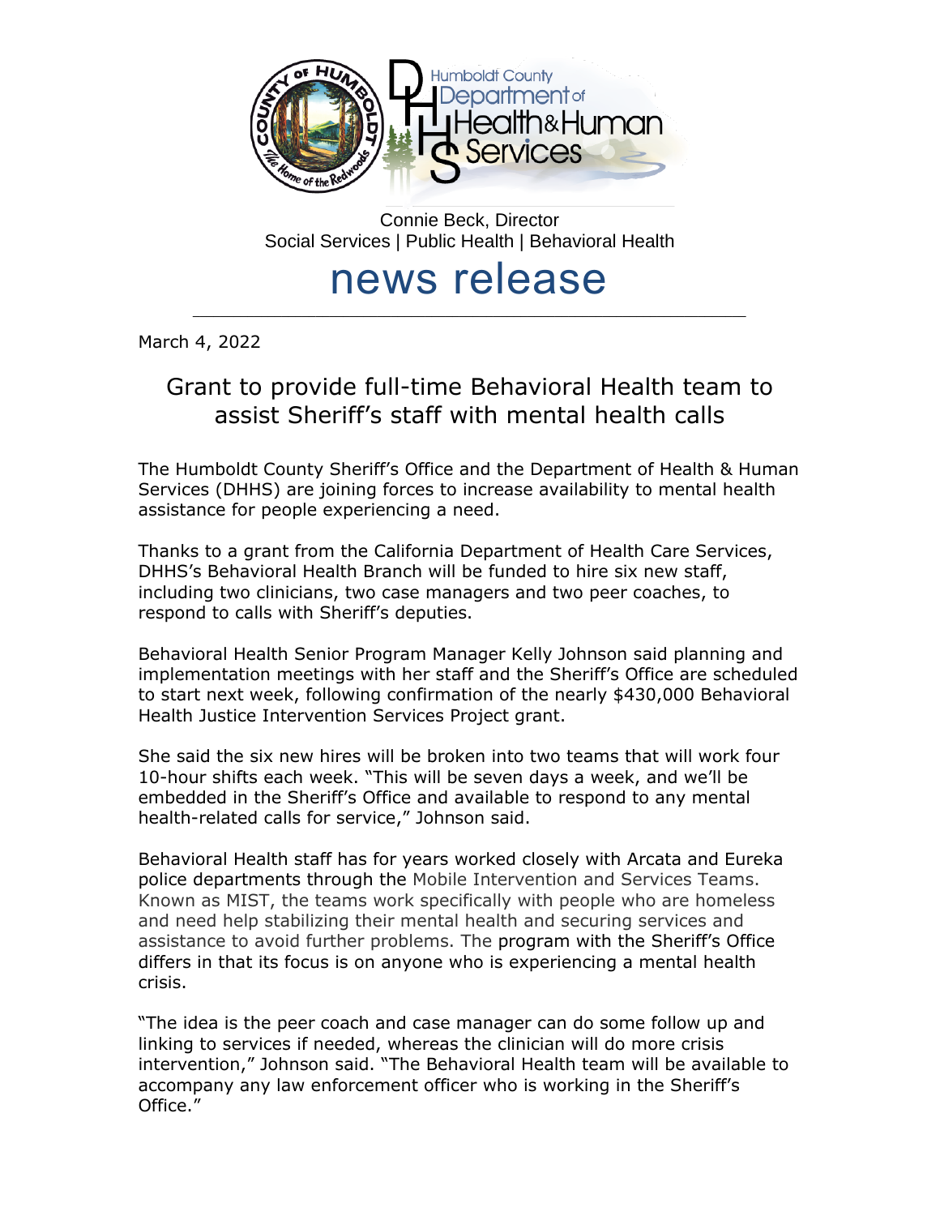Humboldt County Department of Health & Human Services

Connie Beck, Director
Social Services | Public Health | Behavioral Health

# news release

March 4, 2022

## Grant to provide full-time Behavioral Health team to assist Sheriff's staff with mental health calls

The Humboldt County Sheriff's Office and the Department of Health & Human Services (DHHS) are joining forces to increase availability to mental health assistance for people experiencing a need.

Thanks to a grant from the California Department of Health Care Services, DHHS's Behavioral Health Branch will be funded to hire six new staff, including two clinicians, two case managers and two peer coaches, to respond to calls with Sheriff's deputies.

Behavioral Health Senior Program Manager Kelly Johnson said planning and implementation meetings with her staff and the Sheriff's Office are scheduled to start next week, following confirmation of the nearly $430,000 Behavioral Health Justice Intervention Services Project grant.

She said the six new hires will be broken into two teams that will work four 10-hour shifts each week. "This will be seven days a week, and we'll be embedded in the Sheriff's Office and available to respond to any mental health-related calls for service," Johnson said.

Behavioral Health staff has for years worked closely with Arcata and Eureka police departments through the Mobile Intervention and Services Teams. Known as MIST, the teams work specifically with people who are homeless and need help stabilizing their mental health and securing services and assistance to avoid further problems. The program with the Sheriff's Office differs in that its focus is on anyone who is experiencing a mental health crisis.

"The idea is the peer coach and case manager can do some follow up and linking to services if needed, whereas the clinician will do more crisis intervention," Johnson said. "The Behavioral Health team will be available to accompany any law enforcement officer who is working in the Sheriff's Office."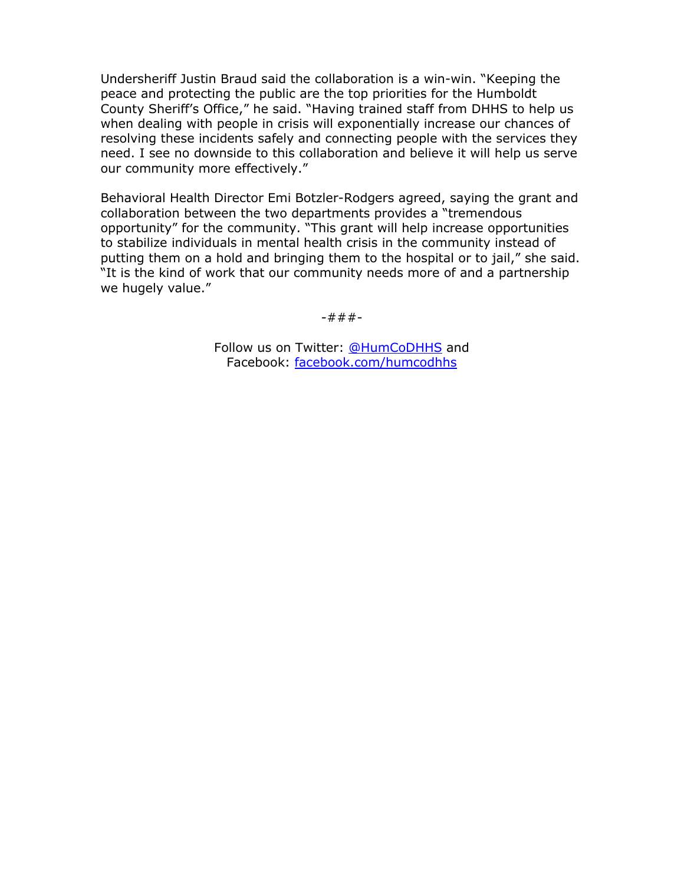Undersheriff Justin Braud said the collaboration is a win-win. "Keeping the peace and protecting the public are the top priorities for the Humboldt County Sheriff's Office," he said. "Having trained staff from DHHS to help us when dealing with people in crisis will exponentially increase our chances of resolving these incidents safely and connecting people with the services they need. I see no downside to this collaboration and believe it will help us serve our community more effectively."

Behavioral Health Director Emi Botzler-Rodgers agreed, saying the grant and collaboration between the two departments provides a "tremendous opportunity" for the community. "This grant will help increase opportunities to stabilize individuals in mental health crisis in the community instead of putting them on a hold and bringing them to the hospital or to jail," she said. "It is the kind of work that our community needs more of and a partnership we hugely value."

-###-

Follow us on Twitter: @HumCoDHHS and
Facebook: facebook.com/humcodhhs